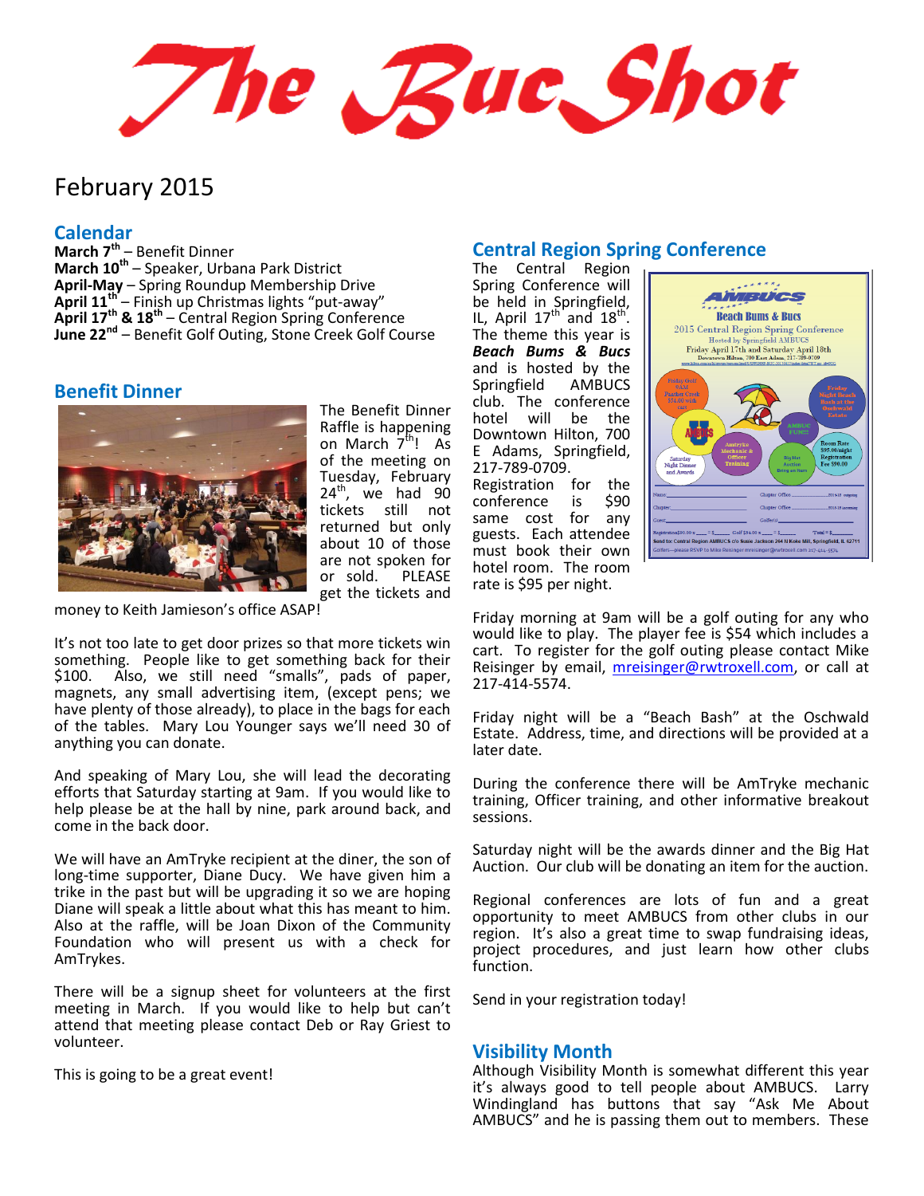# The Buc Shot

February 2015

## Calendar

**March 7th** – Benefit Dinner
**March 10th** – Speaker, Urbana Park District
**April-May** – Spring Roundup Membership Drive
**April 11th** – Finish up Christmas lights “put-away”
**April 17th & 18th** – Central Region Spring Conference
**June 22nd** – Benefit Golf Outing, Stone Creek Golf Course

## Benefit Dinner

The Benefit Dinner Raffle is happening on March 7th! As of the meeting on Tuesday, February 24th, we had 90 tickets still not returned but only about 10 of those are not spoken for or sold. PLEASE get the tickets and money to Keith Jamieson’s office ASAP!

It’s not too late to get door prizes so that more tickets win something. People like to get something back for their $100. Also, we still need “smalls”, pads of paper, magnets, any small advertising item, (except pens; we have plenty of those already), to place in the bags for each of the tables. Mary Lou Younger says we’ll need 30 of anything you can donate.

And speaking of Mary Lou, she will lead the decorating efforts that Saturday starting at 9am. If you would like to help please be at the hall by nine, park around back, and come in the back door.

We will have an AmTryke recipient at the diner, the son of long-time supporter, Diane Ducy. We have given him a trike in the past but will be upgrading it so we are hoping Diane will speak a little about what this has meant to him. Also at the raffle, will be Joan Dixon of the Community Foundation who will present us with a check for AmTrykes.

There will be a signup sheet for volunteers at the first meeting in March. If you would like to help but can’t attend that meeting please contact Deb or Ray Griest to volunteer.

This is going to be a great event!

## Central Region Spring Conference

The Central Region Spring Conference will be held in Springfield, IL, April 17th and 18th. The theme this year is ***Beach Bums & Bucs*** and is hosted by the Springfield AMBUCS club. The conference hotel will be the Downtown Hilton, 700 E Adams, Springfield, 217-789-0709. Registration for the conference is $90 same cost for any guests. Each attendee must book their own hotel room. The room rate is $95 per night.

Friday morning at 9am will be a golf outing for any who would like to play. The player fee is $54 which includes a cart. To register for the golf outing please contact Mike Reisinger by email, mreisinger@rwtroxell.com, or call at 217-414-5574.

Friday night will be a “Beach Bash” at the Oschwald Estate. Address, time, and directions will be provided at a later date.

During the conference there will be AmTryke mechanic training, Officer training, and other informative breakout sessions.

Saturday night will be the awards dinner and the Big Hat Auction. Our club will be donating an item for the auction.

Regional conferences are lots of fun and a great opportunity to meet AMBUCS from other clubs in our region. It’s also a great time to swap fundraising ideas, project procedures, and just learn how other clubs function.

Send in your registration today!

## Visibility Month

Although Visibility Month is somewhat different this year it’s always good to tell people about AMBUCS. Larry Windingland has buttons that say “Ask Me About AMBUCS” and he is passing them out to members. These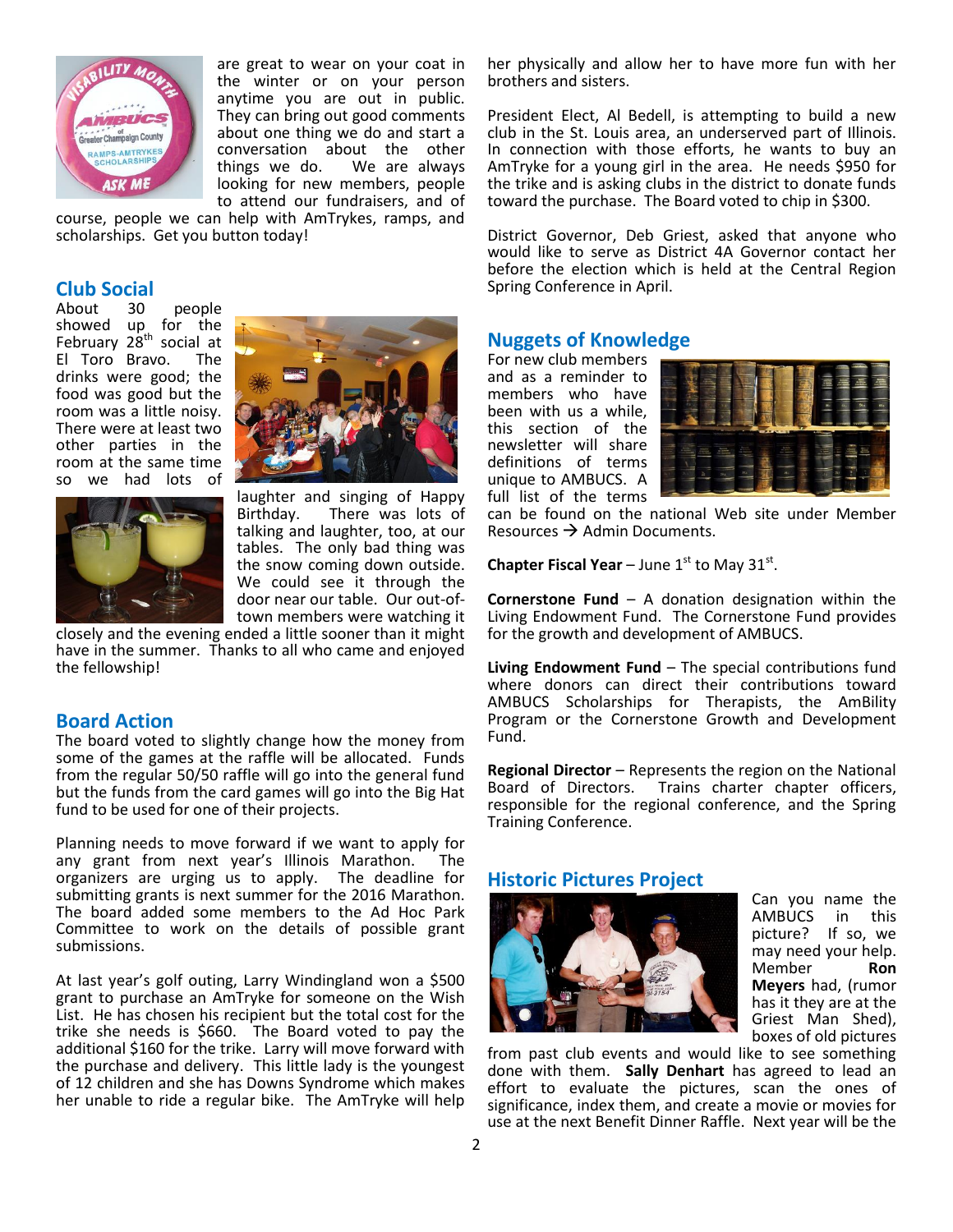are great to wear on your coat in the winter or on your person anytime you are out in public. They can bring out good comments about one thing we do and start a conversation about the other things we do. We are always looking for new members, people to attend our fundraisers, and of course, people we can help with AmTrykes, ramps, and scholarships. Get you button today!

## Club Social

About 30 people showed up for the February 28th social at El Toro Bravo. The drinks were good; the food was good but the room was a little noisy. There were at least two other parties in the room at the same time so we had lots of laughter and singing of Happy Birthday. There was lots of talking and laughter, too, at our tables. The only bad thing was the snow coming down outside. We could see it through the door near our table. Our out-of-town members were watching it closely and the evening ended a little sooner than it might have in the summer. Thanks to all who came and enjoyed the fellowship!

## Board Action

The board voted to slightly change how the money from some of the games at the raffle will be allocated. Funds from the regular 50/50 raffle will go into the general fund but the funds from the card games will go into the Big Hat fund to be used for one of their projects.

Planning needs to move forward if we want to apply for any grant from next year's Illinois Marathon. The organizers are urging us to apply. The deadline for submitting grants is next summer for the 2016 Marathon. The board added some members to the Ad Hoc Park Committee to work on the details of possible grant submissions.

At last year's golf outing, Larry Windingland won a $500 grant to purchase an AmTryke for someone on the Wish List. He has chosen his recipient but the total cost for the trike she needs is $660. The Board voted to pay the additional $160 for the trike. Larry will move forward with the purchase and delivery. This little lady is the youngest of 12 children and she has Downs Syndrome which makes her unable to ride a regular bike. The AmTryke will help her physically and allow her to have more fun with her brothers and sisters.

President Elect, Al Bedell, is attempting to build a new club in the St. Louis area, an underserved part of Illinois. In connection with those efforts, he wants to buy an AmTryke for a young girl in the area. He needs $950 for the trike and is asking clubs in the district to donate funds toward the purchase. The Board voted to chip in $300.

District Governor, Deb Griest, asked that anyone who would like to serve as District 4A Governor contact her before the election which is held at the Central Region Spring Conference in April.

## Nuggets of Knowledge

For new club members and as a reminder to members who have been with us a while, this section of the newsletter will share definitions of terms unique to AMBUCS. A full list of the terms can be found on the national Web site under Member Resources → Admin Documents.

**Chapter Fiscal Year** – June 1st to May 31st.

**Cornerstone Fund** – A donation designation within the Living Endowment Fund. The Cornerstone Fund provides for the growth and development of AMBUCS.

**Living Endowment Fund** – The special contributions fund where donors can direct their contributions toward AMBUCS Scholarships for Therapists, the AmBility Program or the Cornerstone Growth and Development Fund.

**Regional Director** – Represents the region on the National Board of Directors. Trains charter chapter officers, responsible for the regional conference, and the Spring Training Conference.

## Historic Pictures Project

Can you name the AMBUCS in this picture? If so, we may need your help. Member **Ron Meyers** had, (rumor has it they are at the Griest Man Shed), boxes of old pictures from past club events and would like to see something done with them. **Sally Denhart** has agreed to lead an effort to evaluate the pictures, scan the ones of significance, index them, and create a movie or movies for use at the next Benefit Dinner Raffle. Next year will be the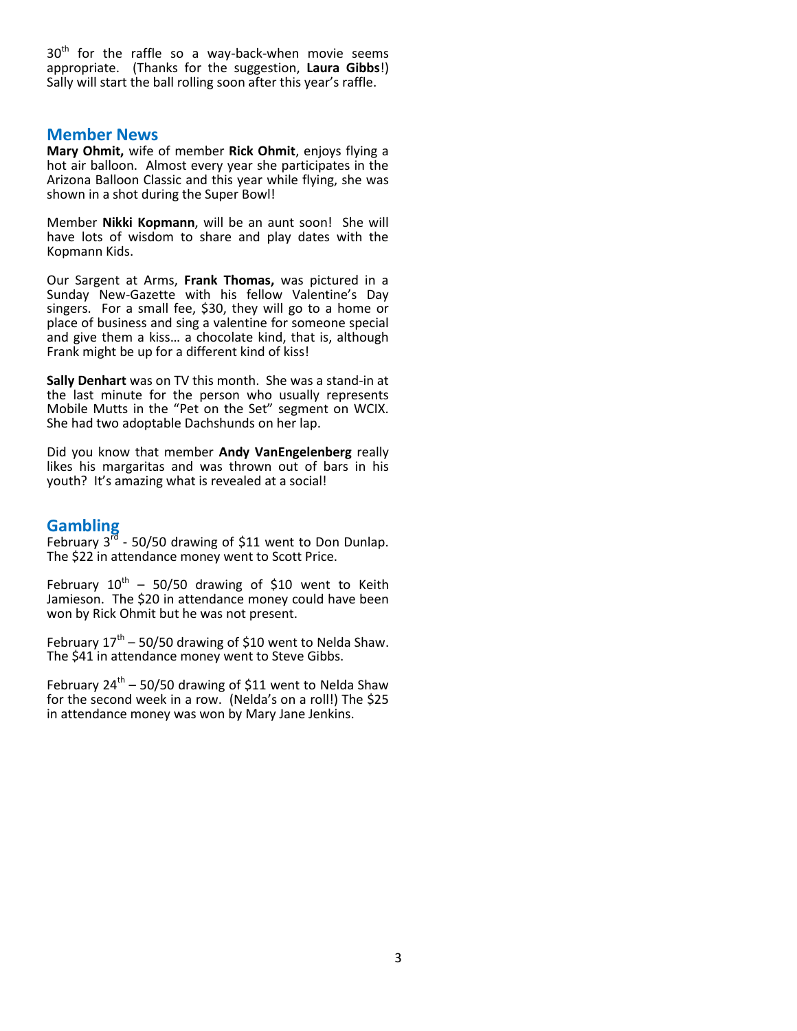30th for the raffle so a way-back-when movie seems appropriate. (Thanks for the suggestion, **Laura Gibbs**!) Sally will start the ball rolling soon after this year's raffle.

## Member News

**Mary Ohmit,** wife of member **Rick Ohmit**, enjoys flying a hot air balloon. Almost every year she participates in the Arizona Balloon Classic and this year while flying, she was shown in a shot during the Super Bowl!

Member **Nikki Kopmann**, will be an aunt soon! She will have lots of wisdom to share and play dates with the Kopmann Kids.

Our Sargent at Arms, **Frank Thomas,** was pictured in a Sunday New-Gazette with his fellow Valentine's Day singers. For a small fee, $30, they will go to a home or place of business and sing a valentine for someone special and give them a kiss… a chocolate kind, that is, although Frank might be up for a different kind of kiss!

**Sally Denhart** was on TV this month. She was a stand-in at the last minute for the person who usually represents Mobile Mutts in the "Pet on the Set" segment on WCIX. She had two adoptable Dachshunds on her lap.

Did you know that member **Andy VanEngelenberg** really likes his margaritas and was thrown out of bars in his youth? It's amazing what is revealed at a social!

## Gambling

February 3rd - 50/50 drawing of $11 went to Don Dunlap. The $22 in attendance money went to Scott Price.

February 10th – 50/50 drawing of $10 went to Keith Jamieson. The $20 in attendance money could have been won by Rick Ohmit but he was not present.

February 17th – 50/50 drawing of $10 went to Nelda Shaw. The $41 in attendance money went to Steve Gibbs.

February 24th – 50/50 drawing of $11 went to Nelda Shaw for the second week in a row. (Nelda's on a roll!) The $25 in attendance money was won by Mary Jane Jenkins.